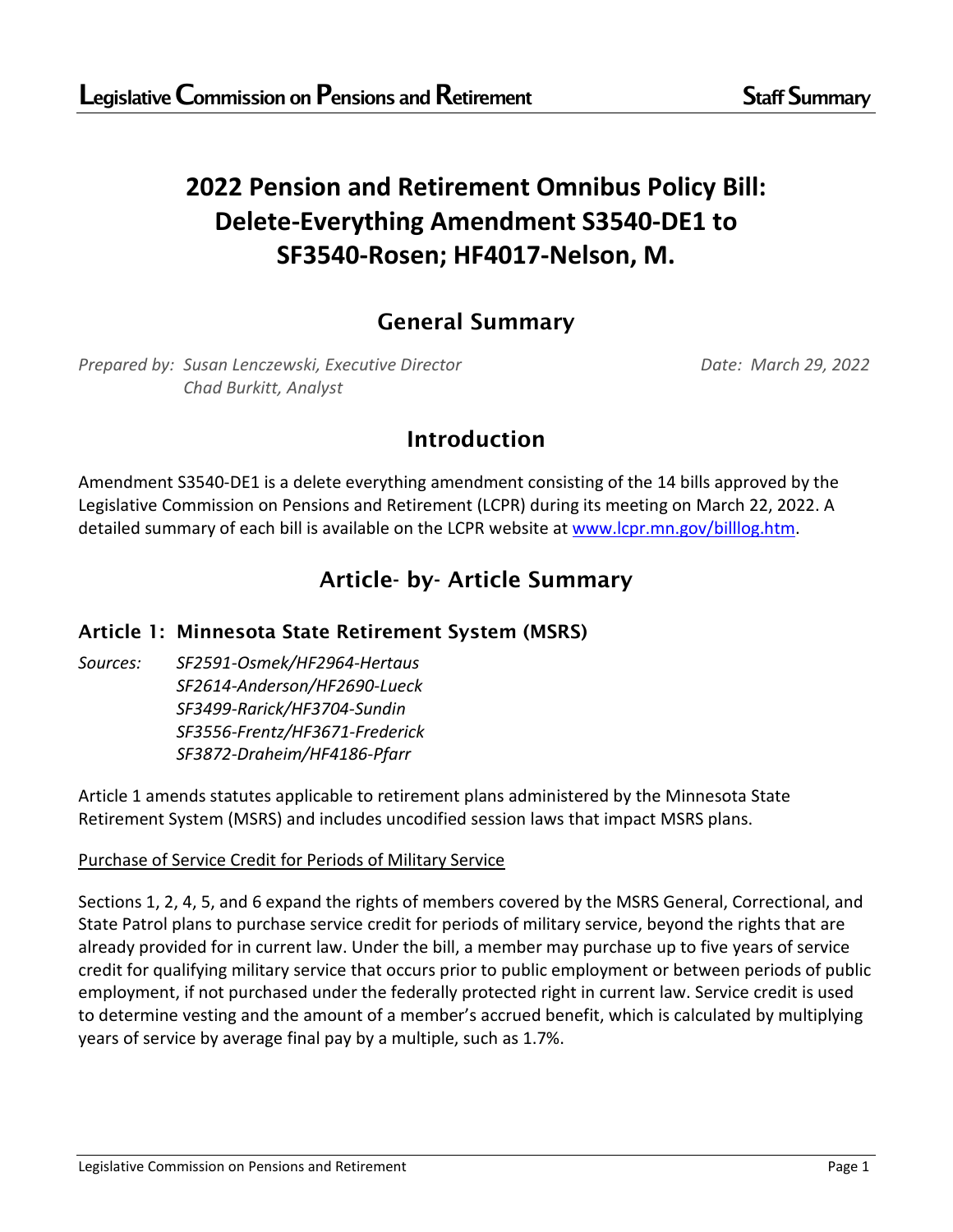# 2022 Pension and Retirement Omnibus Policy Bill: Delete-Everything Amendment S3540-DE1 to SF3540-Rosen; HF4017-Nelson, M.

## General Summary

*Prepared by: Susan Lenczewski, Executive Director* *Date: March 29, 2022*
*Chad Burkitt, Analyst*

## Introduction

Amendment S3540-DE1 is a delete everything amendment consisting of the 14 bills approved by the Legislative Commission on Pensions and Retirement (LCPR) during its meeting on March 22, 2022. A detailed summary of each bill is available on the LCPR website at [www.lcpr.mn.gov/billlog.htm](www.lcpr.mn.gov/billlog.htm).

## Article- by- Article Summary

### Article 1: Minnesota State Retirement System (MSRS)

*Sources:* *SF2591-Osmek/HF2964-Hertaus*
*SF2614-Anderson/HF2690-Lueck*
*SF3499-Rarick/HF3704-Sundin*
*SF3556-Frentz/HF3671-Frederick*
*SF3872-Draheim/HF4186-Pfarr*

Article 1 amends statutes applicable to retirement plans administered by the Minnesota State Retirement System (MSRS) and includes uncodified session laws that impact MSRS plans.

Purchase of Service Credit for Periods of Military Service

Sections 1, 2, 4, 5, and 6 expand the rights of members covered by the MSRS General, Correctional, and State Patrol plans to purchase service credit for periods of military service, beyond the rights that are already provided for in current law. Under the bill, a member may purchase up to five years of service credit for qualifying military service that occurs prior to public employment or between periods of public employment, if not purchased under the federally protected right in current law. Service credit is used to determine vesting and the amount of a member's accrued benefit, which is calculated by multiplying years of service by average final pay by a multiple, such as 1.7%.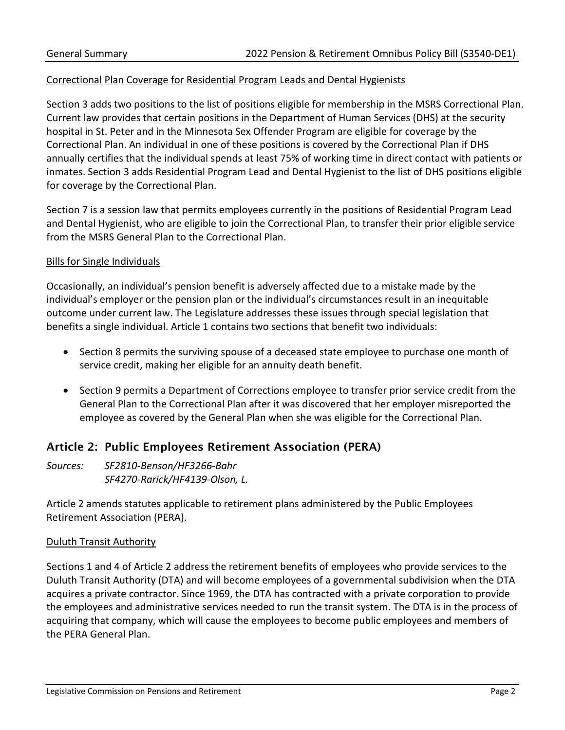Correctional Plan Coverage for Residential Program Leads and Dental Hygienists

Section 3 adds two positions to the list of positions eligible for membership in the MSRS Correctional Plan. Current law provides that certain positions in the Department of Human Services (DHS) at the security hospital in St. Peter and in the Minnesota Sex Offender Program are eligible for coverage by the Correctional Plan. An individual in one of these positions is covered by the Correctional Plan if DHS annually certifies that the individual spends at least 75% of working time in direct contact with patients or inmates. Section 3 adds Residential Program Lead and Dental Hygienist to the list of DHS positions eligible for coverage by the Correctional Plan.

Section 7 is a session law that permits employees currently in the positions of Residential Program Lead and Dental Hygienist, who are eligible to join the Correctional Plan, to transfer their prior eligible service from the MSRS General Plan to the Correctional Plan.

Bills for Single Individuals

Occasionally, an individual's pension benefit is adversely affected due to a mistake made by the individual's employer or the pension plan or the individual's circumstances result in an inequitable outcome under current law. The Legislature addresses these issues through special legislation that benefits a single individual. Article 1 contains two sections that benefit two individuals:

- Section 8 permits the surviving spouse of a deceased state employee to purchase one month of service credit, making her eligible for an annuity death benefit.
- Section 9 permits a Department of Corrections employee to transfer prior service credit from the General Plan to the Correctional Plan after it was discovered that her employer misreported the employee as covered by the General Plan when she was eligible for the Correctional Plan.

## Article 2: Public Employees Retirement Association (PERA)

*Sources:* *SF2810-Benson/HF3266-Bahr*
*SF4270-Rarick/HF4139-Olson, L.*

Article 2 amends statutes applicable to retirement plans administered by the Public Employees Retirement Association (PERA).

Duluth Transit Authority

Sections 1 and 4 of Article 2 address the retirement benefits of employees who provide services to the Duluth Transit Authority (DTA) and will become employees of a governmental subdivision when the DTA acquires a private contractor. Since 1969, the DTA has contracted with a private corporation to provide the employees and administrative services needed to run the transit system. The DTA is in the process of acquiring that company, which will cause the employees to become public employees and members of the PERA General Plan.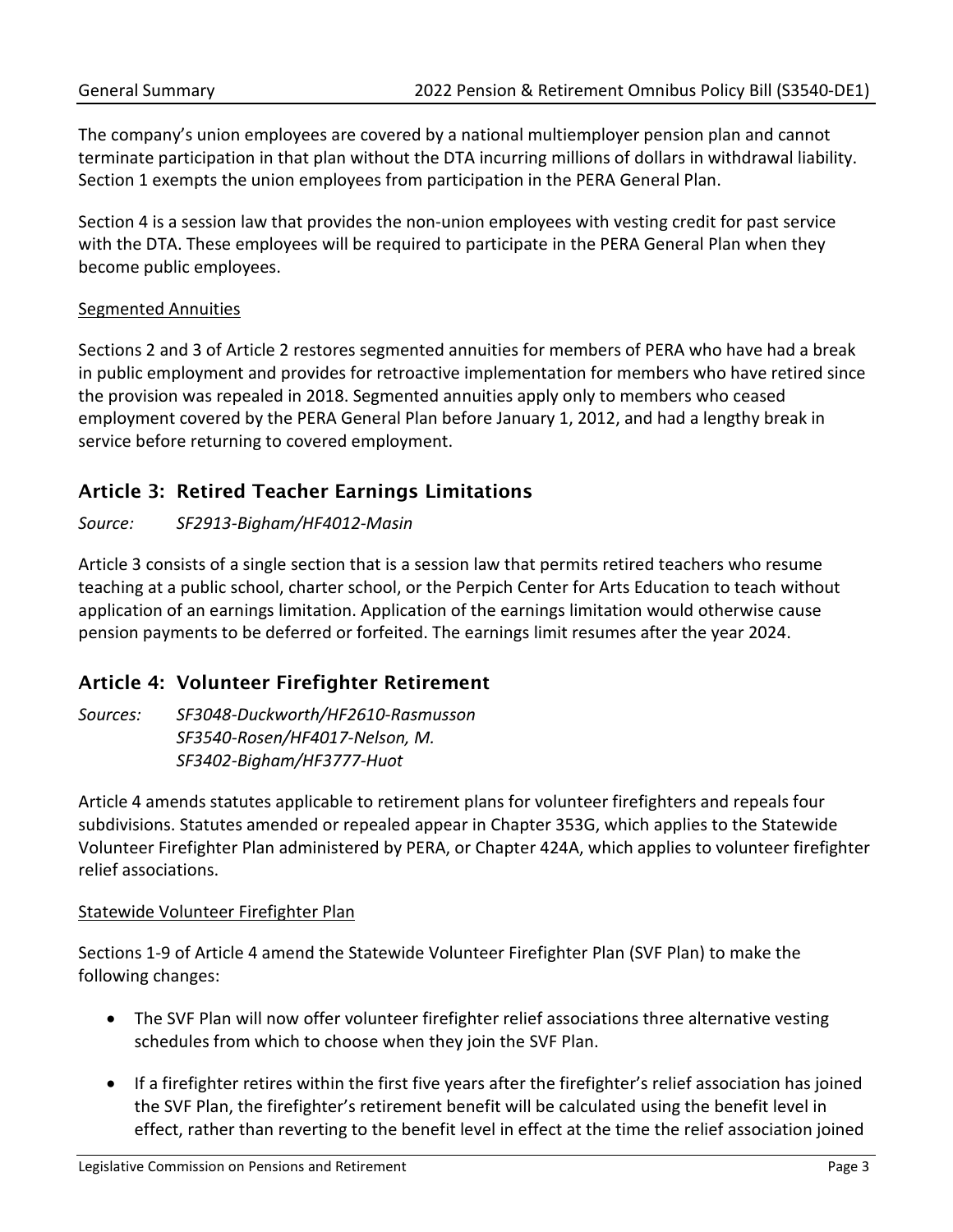The company's union employees are covered by a national multiemployer pension plan and cannot terminate participation in that plan without the DTA incurring millions of dollars in withdrawal liability. Section 1 exempts the union employees from participation in the PERA General Plan.

Section 4 is a session law that provides the non-union employees with vesting credit for past service with the DTA. These employees will be required to participate in the PERA General Plan when they become public employees.

<u>Segmented Annuities</u>

Sections 2 and 3 of Article 2 restores segmented annuities for members of PERA who have had a break in public employment and provides for retroactive implementation for members who have retired since the provision was repealed in 2018. Segmented annuities apply only to members who ceased employment covered by the PERA General Plan before January 1, 2012, and had a lengthy break in service before returning to covered employment.

## Article 3: Retired Teacher Earnings Limitations

*Source: SF2913-Bigham/HF4012-Masin*

Article 3 consists of a single section that is a session law that permits retired teachers who resume teaching at a public school, charter school, or the Perpich Center for Arts Education to teach without application of an earnings limitation. Application of the earnings limitation would otherwise cause pension payments to be deferred or forfeited. The earnings limit resumes after the year 2024.

## Article 4: Volunteer Firefighter Retirement

*Sources: SF3048-Duckworth/HF2610-Rasmusson*
*SF3540-Rosen/HF4017-Nelson, M.*
*SF3402-Bigham/HF3777-Huot*

Article 4 amends statutes applicable to retirement plans for volunteer firefighters and repeals four subdivisions. Statutes amended or repealed appear in Chapter 353G, which applies to the Statewide Volunteer Firefighter Plan administered by PERA, or Chapter 424A, which applies to volunteer firefighter relief associations.

<u>Statewide Volunteer Firefighter Plan</u>

Sections 1-9 of Article 4 amend the Statewide Volunteer Firefighter Plan (SVF Plan) to make the following changes:

- The SVF Plan will now offer volunteer firefighter relief associations three alternative vesting schedules from which to choose when they join the SVF Plan.
- If a firefighter retires within the first five years after the firefighter's relief association has joined the SVF Plan, the firefighter's retirement benefit will be calculated using the benefit level in effect, rather than reverting to the benefit level in effect at the time the relief association joined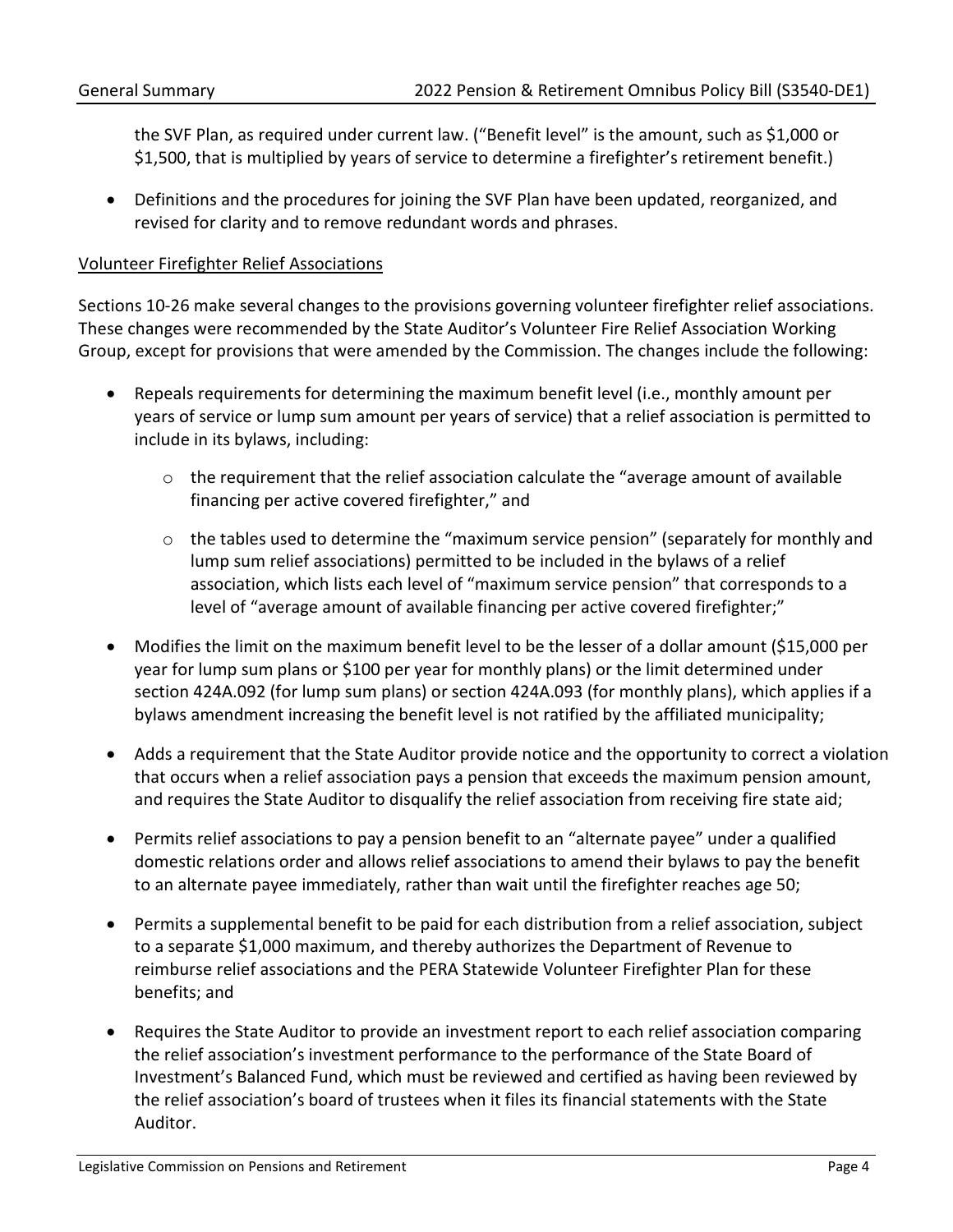the SVF Plan, as required under current law. ("Benefit level" is the amount, such as $1,000 or $1,500, that is multiplied by years of service to determine a firefighter's retirement benefit.)

- Definitions and the procedures for joining the SVF Plan have been updated, reorganized, and revised for clarity and to remove redundant words and phrases.

<u>Volunteer Firefighter Relief Associations</u>

Sections 10-26 make several changes to the provisions governing volunteer firefighter relief associations. These changes were recommended by the State Auditor's Volunteer Fire Relief Association Working Group, except for provisions that were amended by the Commission. The changes include the following:

- Repeals requirements for determining the maximum benefit level (i.e., monthly amount per years of service or lump sum amount per years of service) that a relief association is permitted to include in its bylaws, including:
  - the requirement that the relief association calculate the "average amount of available financing per active covered firefighter," and
  - the tables used to determine the "maximum service pension" (separately for monthly and lump sum relief associations) permitted to be included in the bylaws of a relief association, which lists each level of "maximum service pension" that corresponds to a level of "average amount of available financing per active covered firefighter;"
- Modifies the limit on the maximum benefit level to be the lesser of a dollar amount ($15,000 per year for lump sum plans or $100 per year for monthly plans) or the limit determined under section 424A.092 (for lump sum plans) or section 424A.093 (for monthly plans), which applies if a bylaws amendment increasing the benefit level is not ratified by the affiliated municipality;
- Adds a requirement that the State Auditor provide notice and the opportunity to correct a violation that occurs when a relief association pays a pension that exceeds the maximum pension amount, and requires the State Auditor to disqualify the relief association from receiving fire state aid;
- Permits relief associations to pay a pension benefit to an "alternate payee" under a qualified domestic relations order and allows relief associations to amend their bylaws to pay the benefit to an alternate payee immediately, rather than wait until the firefighter reaches age 50;
- Permits a supplemental benefit to be paid for each distribution from a relief association, subject to a separate $1,000 maximum, and thereby authorizes the Department of Revenue to reimburse relief associations and the PERA Statewide Volunteer Firefighter Plan for these benefits; and
- Requires the State Auditor to provide an investment report to each relief association comparing the relief association's investment performance to the performance of the State Board of Investment's Balanced Fund, which must be reviewed and certified as having been reviewed by the relief association's board of trustees when it files its financial statements with the State Auditor.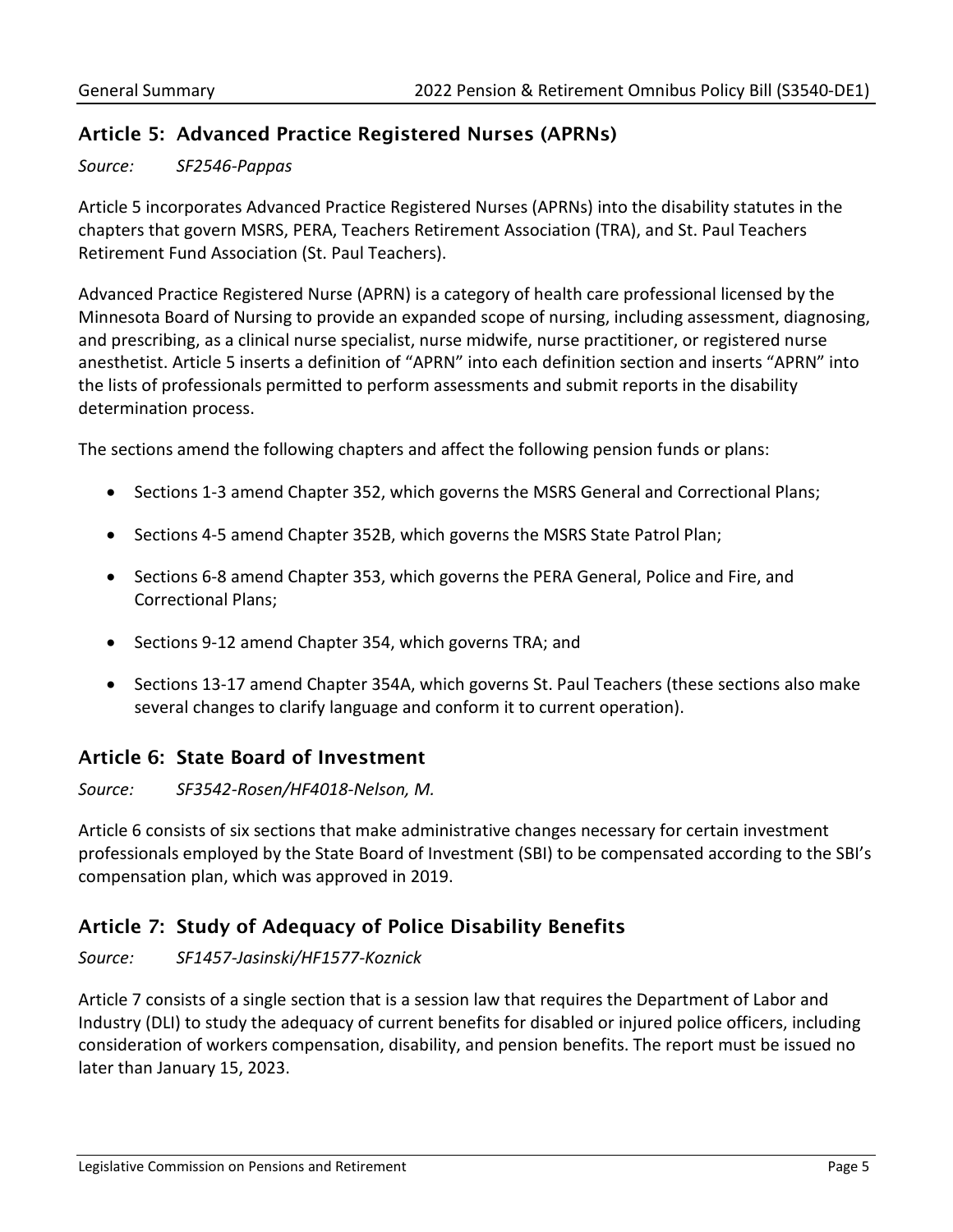## Article 5: Advanced Practice Registered Nurses (APRNs)

*Source: SF2546-Pappas*

Article 5 incorporates Advanced Practice Registered Nurses (APRNs) into the disability statutes in the chapters that govern MSRS, PERA, Teachers Retirement Association (TRA), and St. Paul Teachers Retirement Fund Association (St. Paul Teachers).

Advanced Practice Registered Nurse (APRN) is a category of health care professional licensed by the Minnesota Board of Nursing to provide an expanded scope of nursing, including assessment, diagnosing, and prescribing, as a clinical nurse specialist, nurse midwife, nurse practitioner, or registered nurse anesthetist. Article 5 inserts a definition of "APRN" into each definition section and inserts "APRN" into the lists of professionals permitted to perform assessments and submit reports in the disability determination process.

The sections amend the following chapters and affect the following pension funds or plans:

- Sections 1-3 amend Chapter 352, which governs the MSRS General and Correctional Plans;
- Sections 4-5 amend Chapter 352B, which governs the MSRS State Patrol Plan;
- Sections 6-8 amend Chapter 353, which governs the PERA General, Police and Fire, and Correctional Plans;
- Sections 9-12 amend Chapter 354, which governs TRA; and
- Sections 13-17 amend Chapter 354A, which governs St. Paul Teachers (these sections also make several changes to clarify language and conform it to current operation).

## Article 6: State Board of Investment

*Source: SF3542-Rosen/HF4018-Nelson, M.*

Article 6 consists of six sections that make administrative changes necessary for certain investment professionals employed by the State Board of Investment (SBI) to be compensated according to the SBI's compensation plan, which was approved in 2019.

## Article 7: Study of Adequacy of Police Disability Benefits

*Source: SF1457-Jasinski/HF1577-Koznick*

Article 7 consists of a single section that is a session law that requires the Department of Labor and Industry (DLI) to study the adequacy of current benefits for disabled or injured police officers, including consideration of workers compensation, disability, and pension benefits. The report must be issued no later than January 15, 2023.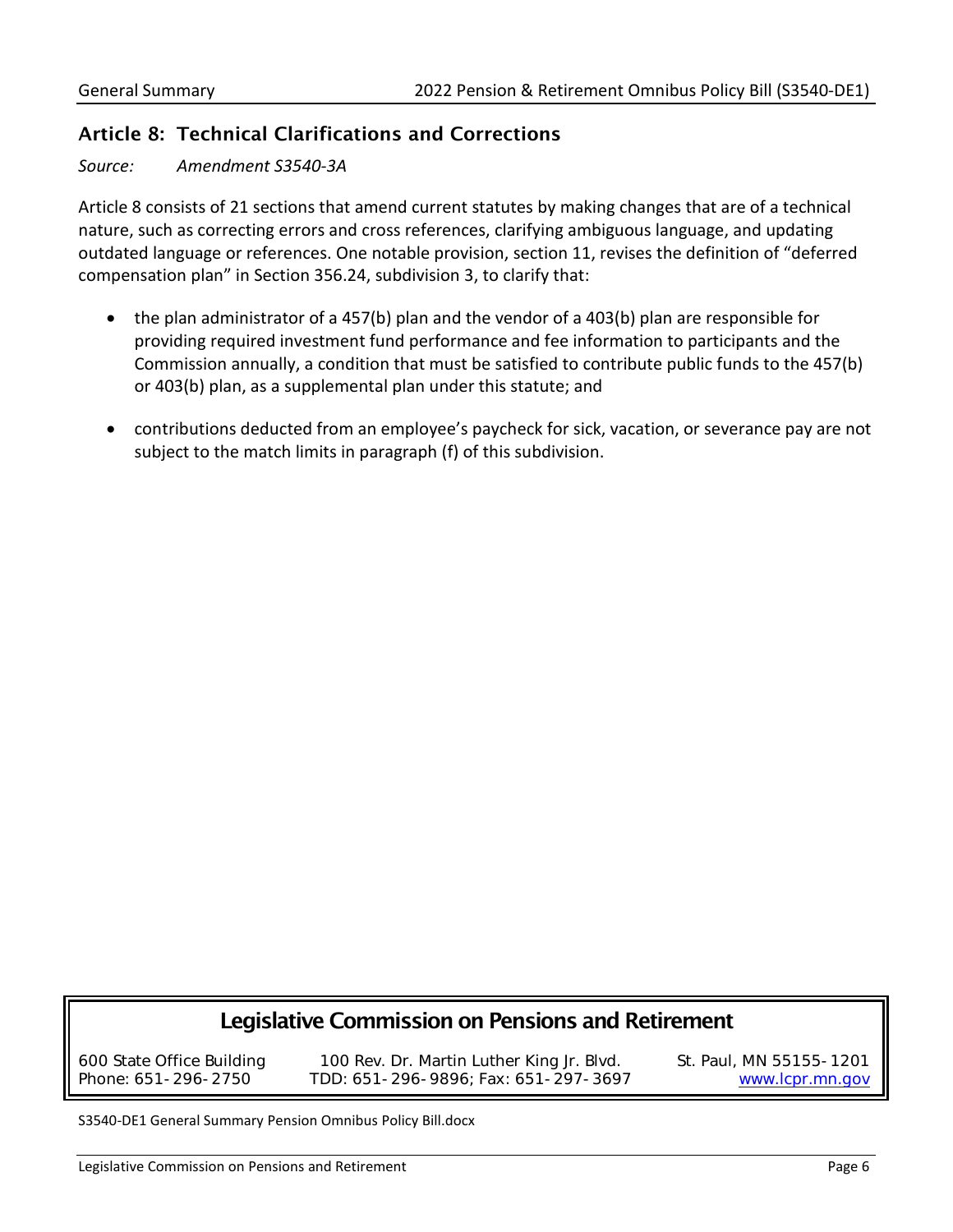## Article 8: Technical Clarifications and Corrections

*Source: Amendment S3540-3A*

Article 8 consists of 21 sections that amend current statutes by making changes that are of a technical nature, such as correcting errors and cross references, clarifying ambiguous language, and updating outdated language or references. One notable provision, section 11, revises the definition of "deferred compensation plan" in Section 356.24, subdivision 3, to clarify that:

- the plan administrator of a 457(b) plan and the vendor of a 403(b) plan are responsible for providing required investment fund performance and fee information to participants and the Commission annually, a condition that must be satisfied to contribute public funds to the 457(b) or 403(b) plan, as a supplemental plan under this statute; and

- contributions deducted from an employee's paycheck for sick, vacation, or severance pay are not subject to the match limits in paragraph (f) of this subdivision.

**Legislative Commission on Pensions and Retirement**

600 State Office Building | 100 Rev. Dr. Martin Luther King Jr. Blvd. | St. Paul, MN 55155-1201
Phone: 651-296-2750 | TDD: 651-296-9896; Fax: 651-297-3697 | www.lcpr.mn.gov

S3540-DE1 General Summary Pension Omnibus Policy Bill.docx